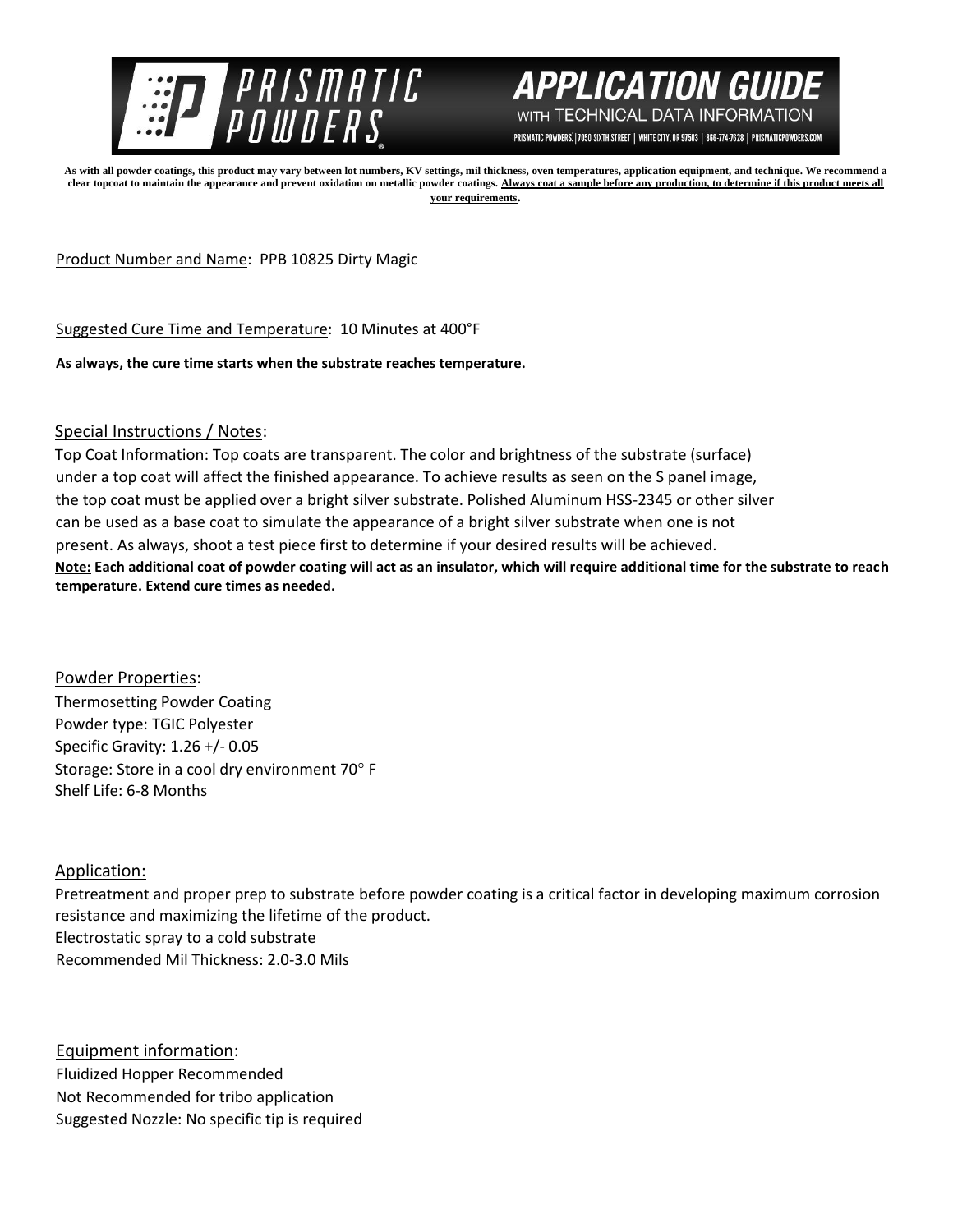# PRISMATIC POWDERS

## APPLICATION GUIDE WITH TECHNICAL DATA INFORMATION

PRISMATIC POWDERS. | 7050 SIXTH STREET | WHITE CITY, OR 97503 | 866-774-7628 | PRISMATICPOWDERS.COM

**As with all powder coatings, this product may vary between lot numbers, KV settings, mil thickness, oven temperatures, application equipment, and technique. We recommend a clear topcoat to maintain the appearance and prevent oxidation on metallic powder coatings. Always coat a sample before any production, to determine if this product meets all your requirements.**

Product Number and Name: PPB 10825 Dirty Magic

Suggested Cure Time and Temperature: 10 Minutes at 400°F

**As always, the cure time starts when the substrate reaches temperature.**

Special Instructions / Notes:

Top Coat Information: Top coats are transparent. The color and brightness of the substrate (surface) under a top coat will affect the finished appearance. To achieve results as seen on the S panel image, the top coat must be applied over a bright silver substrate. Polished Aluminum HSS-2345 or other silver can be used as a base coat to simulate the appearance of a bright silver substrate when one is not present. As always, shoot a test piece first to determine if your desired results will be achieved.

**Note: Each additional coat of powder coating will act as an insulator, which will require additional time for the substrate to reach temperature. Extend cure times as needed.**

Powder Properties:

Thermosetting Powder Coating
Powder type: TGIC Polyester
Specific Gravity: 1.26 +/- 0.05
Storage: Store in a cool dry environment 70° F
Shelf Life: 6-8 Months

Application:

Pretreatment and proper prep to substrate before powder coating is a critical factor in developing maximum corrosion resistance and maximizing the lifetime of the product.
Electrostatic spray to a cold substrate
Recommended Mil Thickness: 2.0-3.0 Mils

Equipment information:

Fluidized Hopper Recommended
Not Recommended for tribo application
Suggested Nozzle: No specific tip is required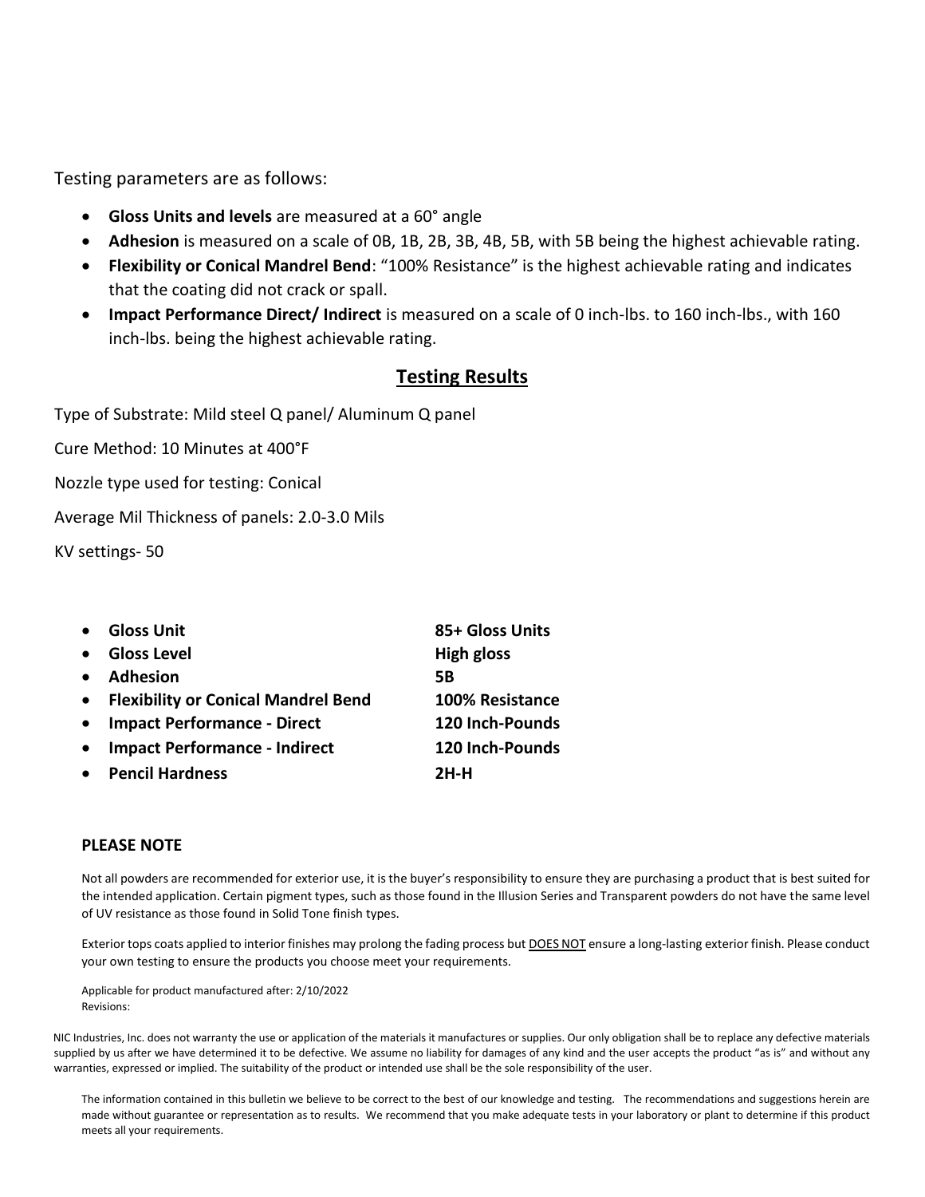Testing parameters are as follows:

- **Gloss Units and levels** are measured at a 60° angle
- **Adhesion** is measured on a scale of 0B, 1B, 2B, 3B, 4B, 5B, with 5B being the highest achievable rating.
- **Flexibility or Conical Mandrel Bend**: "100% Resistance" is the highest achievable rating and indicates that the coating did not crack or spall.
- **Impact Performance Direct/ Indirect** is measured on a scale of 0 inch-lbs. to 160 inch-lbs., with 160 inch-lbs. being the highest achievable rating.

## Testing Results

Type of Substrate: Mild steel Q panel/ Aluminum Q panel

Cure Method: 10 Minutes at 400°F

Nozzle type used for testing: Conical

Average Mil Thickness of panels: 2.0-3.0 Mils

KV settings- 50

- **Gloss Unit** — **85+ Gloss Units**
- **Gloss Level** — **High gloss**
- **Adhesion** — **5B**
- **Flexibility or Conical Mandrel Bend** — **100% Resistance**
- **Impact Performance - Direct** — **120 Inch-Pounds**
- **Impact Performance - Indirect** — **120 Inch-Pounds**
- **Pencil Hardness** — **2H-H**

**PLEASE NOTE**

Not all powders are recommended for exterior use, it is the buyer's responsibility to ensure they are purchasing a product that is best suited for the intended application. Certain pigment types, such as those found in the Illusion Series and Transparent powders do not have the same level of UV resistance as those found in Solid Tone finish types.

Exterior tops coats applied to interior finishes may prolong the fading process but DOES NOT ensure a long-lasting exterior finish. Please conduct your own testing to ensure the products you choose meet your requirements.

Applicable for product manufactured after: 2/10/2022
Revisions:

NIC Industries, Inc. does not warranty the use or application of the materials it manufactures or supplies. Our only obligation shall be to replace any defective materials supplied by us after we have determined it to be defective. We assume no liability for damages of any kind and the user accepts the product "as is" and without any warranties, expressed or implied. The suitability of the product or intended use shall be the sole responsibility of the user.

The information contained in this bulletin we believe to be correct to the best of our knowledge and testing. The recommendations and suggestions herein are made without guarantee or representation as to results. We recommend that you make adequate tests in your laboratory or plant to determine if this product meets all your requirements.